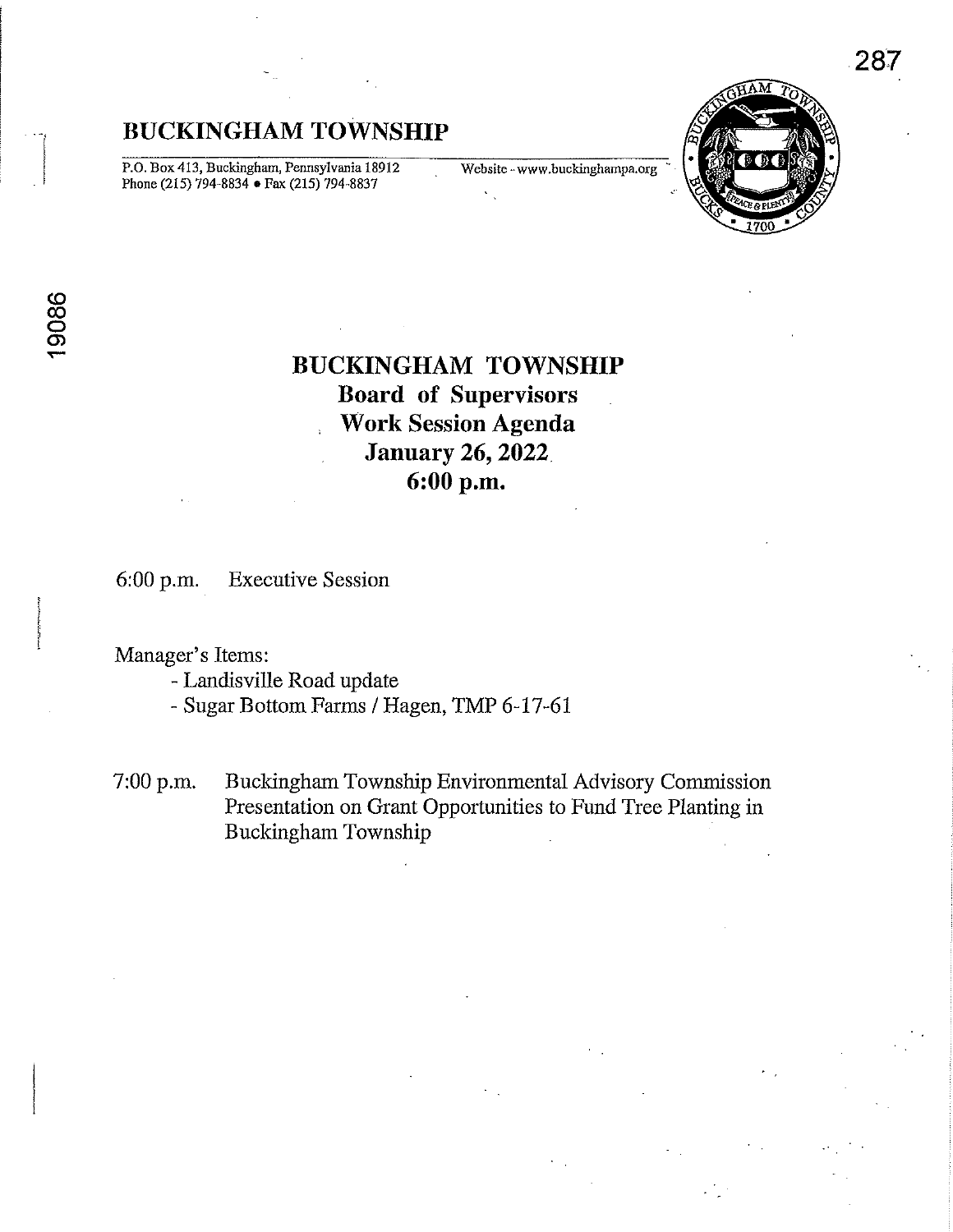# BUCKINGHAM TOWNSHIP

P.O. Box 413, Buckingham, Pennsylvania 18912
Phone (215) 794-8834 • Fax (215) 794-8837

Website - www.buckinghampa.org

## BUCKINGHAM TOWNSHIP
## Board of Supervisors
## Work Session Agenda
## January 26, 2022
## 6:00 p.m.

6:00 p.m. Executive Session

Manager's Items:

- Landisville Road update
- Sugar Bottom Farms / Hagen, TMP 6-17-61

7:00 p.m. Buckingham Township Environmental Advisory Commission Presentation on Grant Opportunities to Fund Tree Planting in Buckingham Township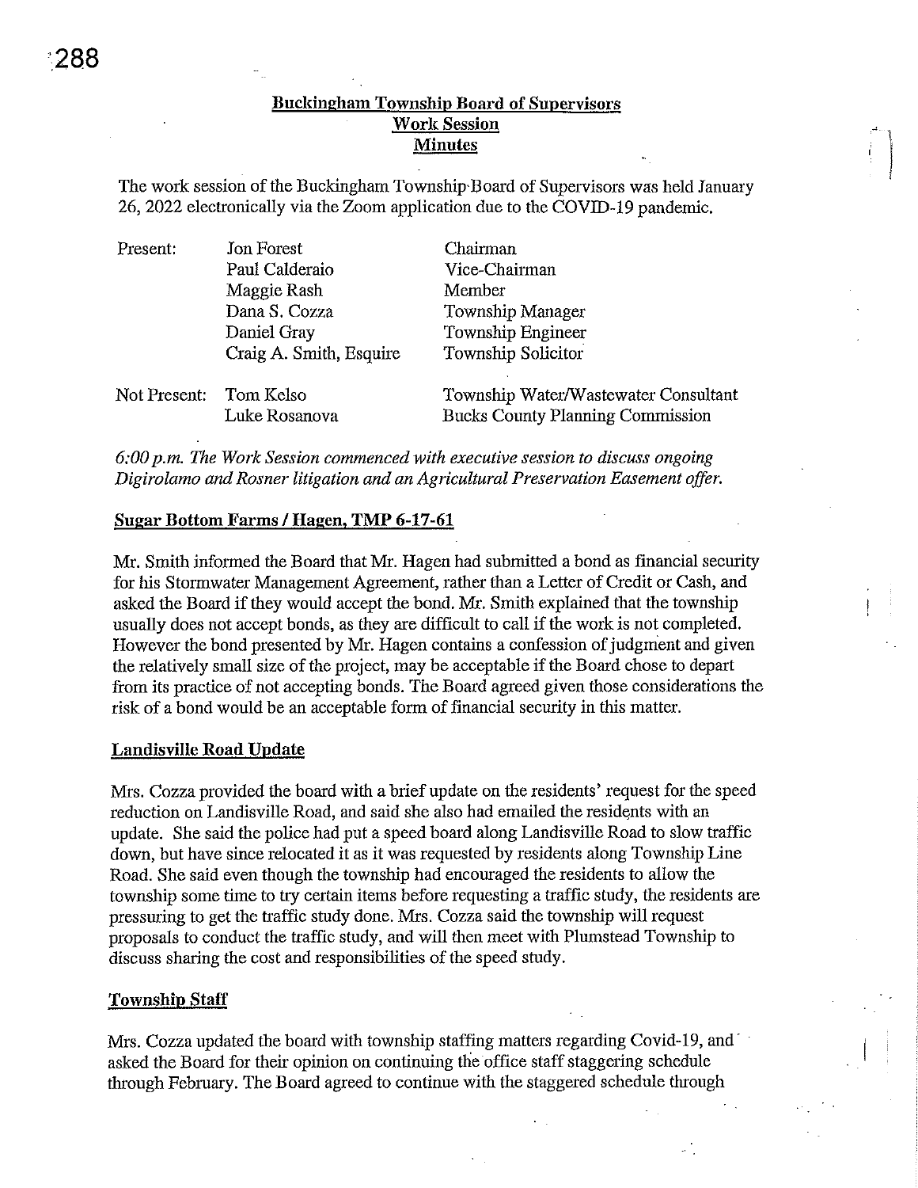## Buckingham Township Board of Supervisors
## Work Session
## Minutes

The work session of the Buckingham Township Board of Supervisors was held January 26, 2022 electronically via the Zoom application due to the COVID-19 pandemic.

| | | |
|---|---|---|
| Present: | Jon Forest | Chairman |
| | Paul Calderaio | Vice-Chairman |
| | Maggie Rash | Member |
| | Dana S. Cozza | Township Manager |
| | Daniel Gray | Township Engineer |
| | Craig A. Smith, Esquire | Township Solicitor |
| Not Present: | Tom Kelso | Township Water/Wastewater Consultant |
| | Luke Rosanova | Bucks County Planning Commission |

*6:00 p.m. The Work Session commenced with executive session to discuss ongoing Digirolamo and Rosner litigation and an Agricultural Preservation Easement offer.*

**Sugar Bottom Farms / Hagen, TMP 6-17-61**

Mr. Smith informed the Board that Mr. Hagen had submitted a bond as financial security for his Stormwater Management Agreement, rather than a Letter of Credit or Cash, and asked the Board if they would accept the bond. Mr. Smith explained that the township usually does not accept bonds, as they are difficult to call if the work is not completed. However the bond presented by Mr. Hagen contains a confession of judgment and given the relatively small size of the project, may be acceptable if the Board chose to depart from its practice of not accepting bonds. The Board agreed given those considerations the risk of a bond would be an acceptable form of financial security in this matter.

**Landisville Road Update**

Mrs. Cozza provided the board with a brief update on the residents' request for the speed reduction on Landisville Road, and said she also had emailed the residents with an update. She said the police had put a speed board along Landisville Road to slow traffic down, but have since relocated it as it was requested by residents along Township Line Road. She said even though the township had encouraged the residents to allow the township some time to try certain items before requesting a traffic study, the residents are pressuring to get the traffic study done. Mrs. Cozza said the township will request proposals to conduct the traffic study, and will then meet with Plumstead Township to discuss sharing the cost and responsibilities of the speed study.

**Township Staff**

Mrs. Cozza updated the board with township staffing matters regarding Covid-19, and asked the Board for their opinion on continuing the office staff staggering schedule through February. The Board agreed to continue with the staggered schedule through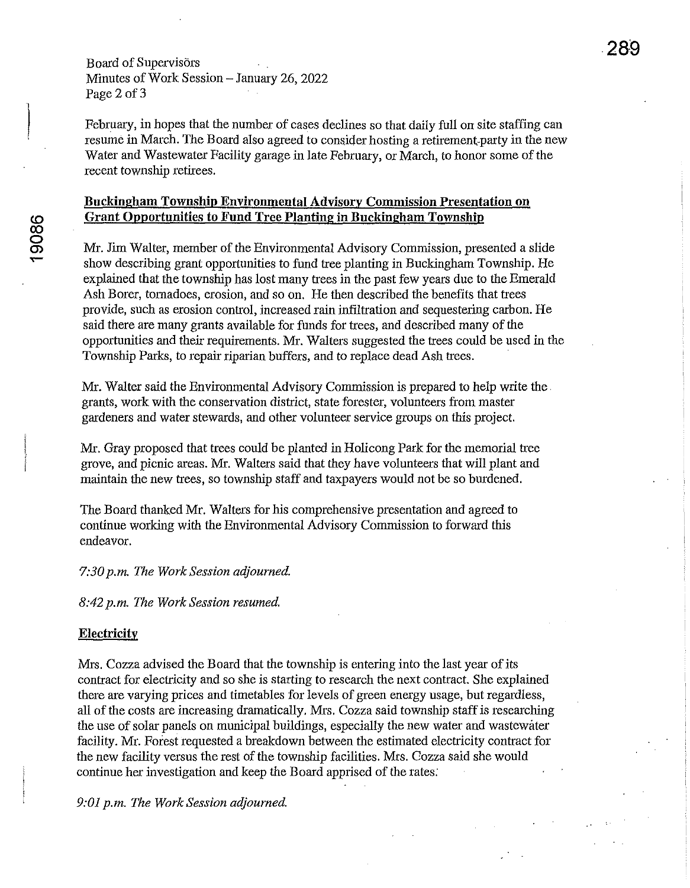February, in hopes that the number of cases declines so that daily full on site staffing can resume in March. The Board also agreed to consider hosting a retirement party in the new Water and Wastewater Facility garage in late February, or March, to honor some of the recent township retirees.

**Buckingham Township Environmental Advisory Commission Presentation on Grant Opportunities to Fund Tree Planting in Buckingham Township**

Mr. Jim Walter, member of the Environmental Advisory Commission, presented a slide show describing grant opportunities to fund tree planting in Buckingham Township. He explained that the township has lost many trees in the past few years due to the Emerald Ash Borer, tornadoes, erosion, and so on. He then described the benefits that trees provide, such as erosion control, increased rain infiltration and sequestering carbon. He said there are many grants available for funds for trees, and described many of the opportunities and their requirements. Mr. Walters suggested the trees could be used in the Township Parks, to repair riparian buffers, and to replace dead Ash trees.

Mr. Walter said the Environmental Advisory Commission is prepared to help write the grants, work with the conservation district, state forester, volunteers from master gardeners and water stewards, and other volunteer service groups on this project.

Mr. Gray proposed that trees could be planted in Holicong Park for the memorial tree grove, and picnic areas. Mr. Walters said that they have volunteers that will plant and maintain the new trees, so township staff and taxpayers would not be so burdened.

The Board thanked Mr. Walters for his comprehensive presentation and agreed to continue working with the Environmental Advisory Commission to forward this endeavor.

*7:30 p.m. The Work Session adjourned.*

*8:42 p.m. The Work Session resumed.*

**Electricity**

Mrs. Cozza advised the Board that the township is entering into the last year of its contract for electricity and so she is starting to research the next contract. She explained there are varying prices and timetables for levels of green energy usage, but regardless, all of the costs are increasing dramatically. Mrs. Cozza said township staff is researching the use of solar panels on municipal buildings, especially the new water and wastewater facility. Mr. Forest requested a breakdown between the estimated electricity contract for the new facility versus the rest of the township facilities. Mrs. Cozza said she would continue her investigation and keep the Board apprised of the rates.

*9:01 p.m. The Work Session adjourned.*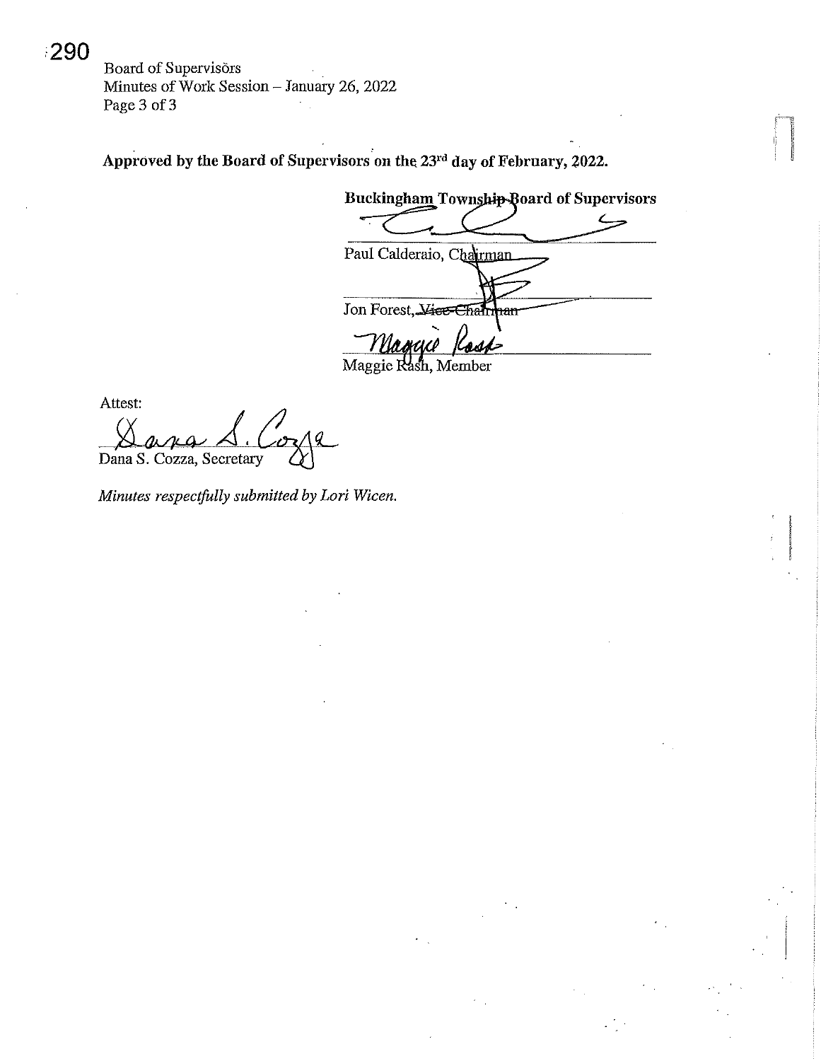**Approved by the Board of Supervisors on the 23rd day of February, 2022.**

**Buckingham Township Board of Supervisors**

Paul Calderaio, Chairman

Jon Forest, ~~Vice-Chairman~~

Maggie Rash, Member

Attest:

Dana S. Cozza, Secretary

*Minutes respectfully submitted by Lori Wicen.*